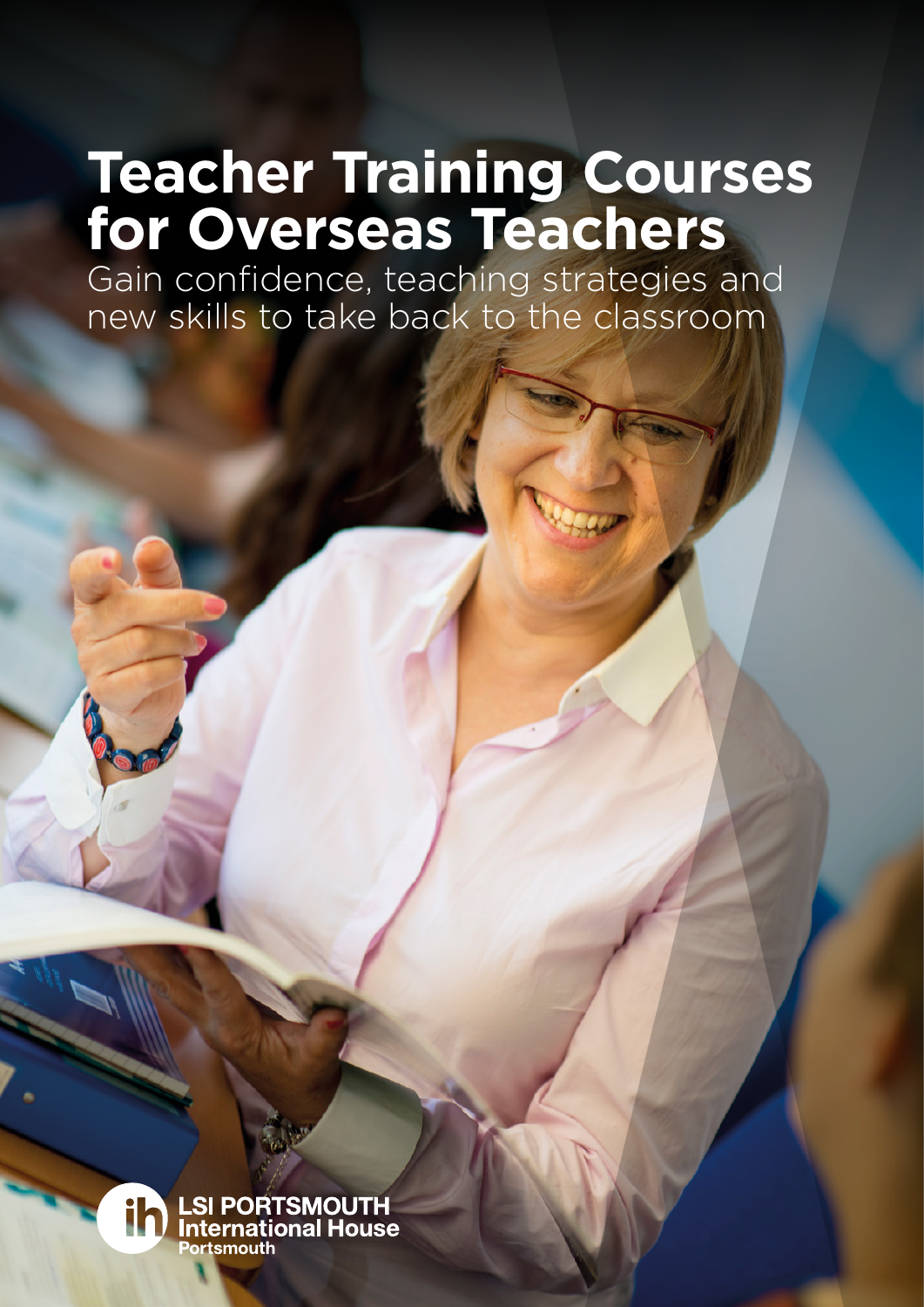# Teacher Training Courses for Overseas Teachers

Gain confidence, teaching strategies and new skills to take back to the classroom

LSI PORTSMOUTH
International House
Portsmouth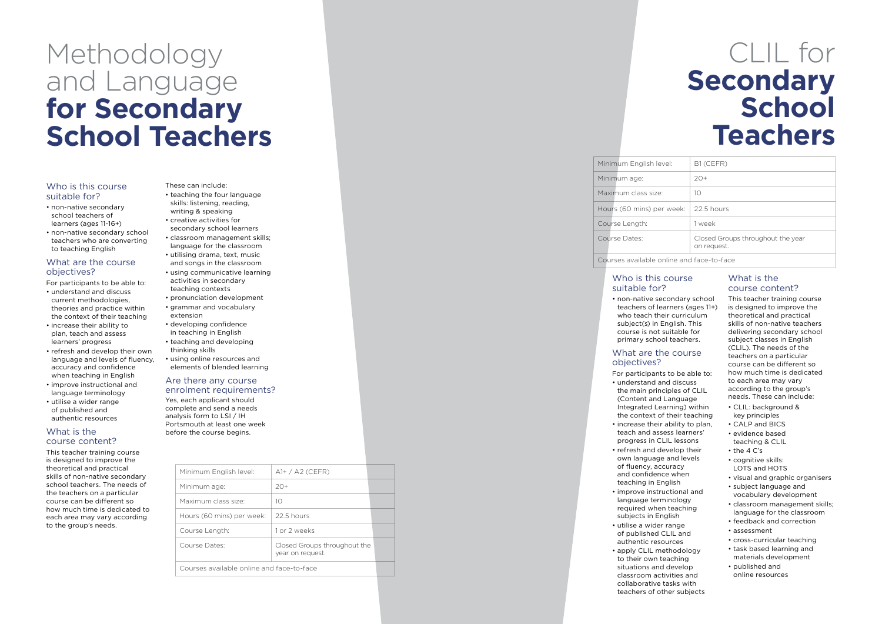# Methodology and Language **for Secondary School Teachers**

## Who is this course suitable for?

- non-native secondary school teachers of learners (ages 11-16+)
- non-native secondary school teachers who are converting to teaching English

## What are the course objectives?

For participants to be able to:

- understand and discuss current methodologies, theories and practice within the context of their teaching
- increase their ability to plan, teach and assess learners' progress
- refresh and develop their own language and levels of fluency, accuracy and confidence when teaching in English
- improve instructional and language terminology
- utilise a wider range of published and authentic resources

## What is the course content?

This teacher training course is designed to improve the theoretical and practical skills of non-native secondary school teachers. The needs of the teachers on a particular course can be different so how much time is dedicated to each area may vary according to the group's needs.

These can include:

- teaching the four language skills: listening, reading, writing & speaking
- creative activities for secondary school learners
- classroom management skills; language for the classroom
- utilising drama, text, music and songs in the classroom
- using communicative learning activities in secondary teaching contexts
- pronunciation development
- grammar and vocabulary extension
- developing confidence in teaching in English
- teaching and developing thinking skills
- using online resources and elements of blended learning

## Are there any course enrolment requirements?

Yes, each applicant should complete and send a needs analysis form to LSI / IH Portsmouth at least one week before the course begins.

| | |
|---|---|
| Minimum English level: | A1+ / A2 (CEFR) |
| Minimum age: | 20+ |
| Maximum class size: | 10 |
| Hours (60 mins) per week: | 22.5 hours |
| Course Length: | 1 or 2 weeks |
| Course Dates: | Closed Groups throughout the year on request. |
| Courses available online and face-to-face | |

# CLIL for **Secondary School Teachers**

| | |
|---|---|
| Minimum English level: | B1 (CEFR) |
| Minimum age: | 20+ |
| Maximum class size: | 10 |
| Hours (60 mins) per week: | 22.5 hours |
| Course Length: | 1 week |
| Course Dates: | Closed Groups throughout the year on request. |
| Courses available online and face-to-face | |

## Who is this course suitable for?

- non-native secondary school teachers of learners (ages 11+) who teach their curriculum subject(s) in English. This course is not suitable for primary school teachers.

## What are the course objectives?

For participants to be able to:

- understand and discuss the main principles of CLIL (Content and Language Integrated Learning) within the context of their teaching
- increase their ability to plan, teach and assess learners' progress in CLIL lessons
- refresh and develop their own language and levels of fluency, accuracy and confidence when teaching in English
- improve instructional and language terminology required when teaching subjects in English
- utilise a wider range of published and authentic resources
- apply CLIL methodology to their own teaching situations and develop classroom activities and collaborative tasks with teachers of other subjects

## What is the course content?

This teacher training course is designed to improve the theoretical and practical skills of non-native teachers delivering secondary school subject classes in English (CLIL). The needs of the teachers on a particular course can be different so how much time is dedicated to each area may vary according to the group's needs. These can include:

- CLIL: background & key principles
- CALP and BICS
- evidence based teaching & CLIL
- the 4 C's
- cognitive skills: LOTS and HOTS
- visual and graphic organisers
- subject language and vocabulary development
- classroom management skills; language for the classroom
- feedback and correction
- assessment
- cross-curricular teaching
- task based learning and materials development
- published and online resources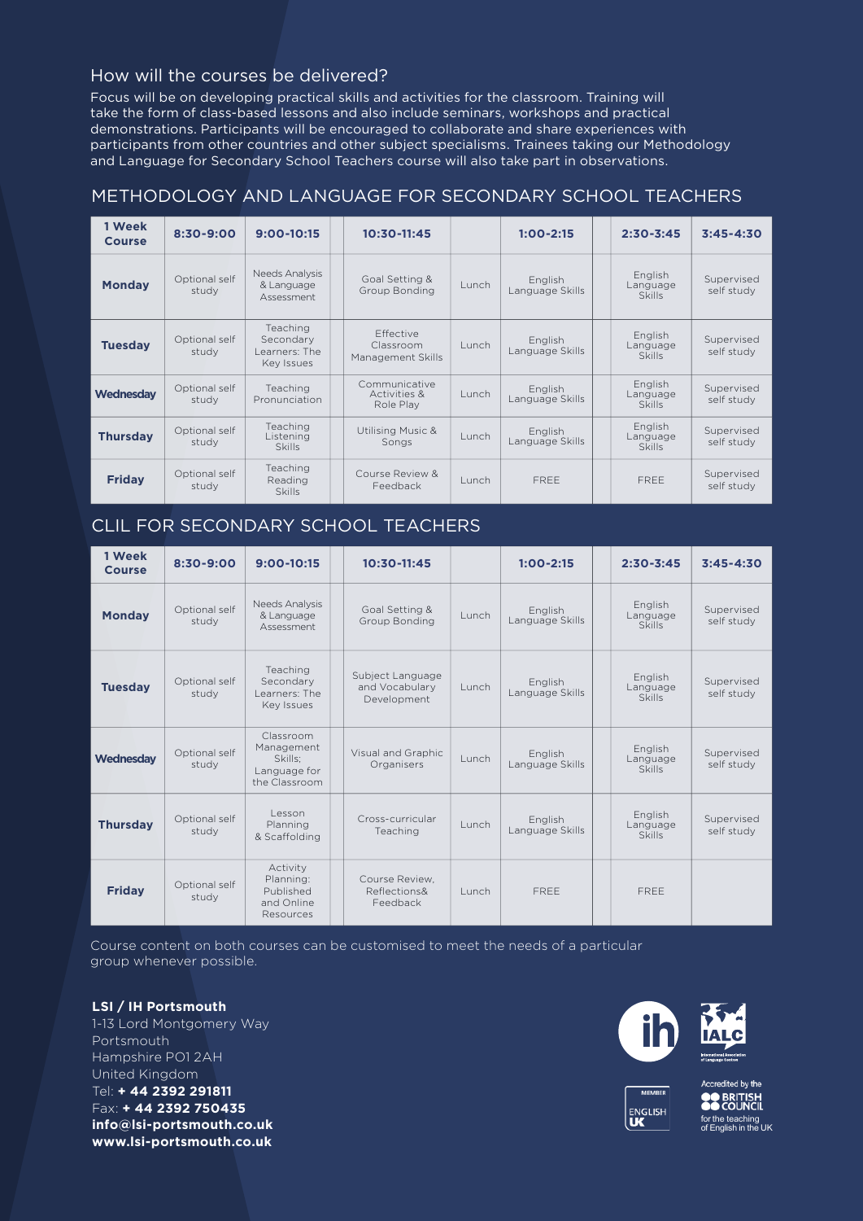## How will the courses be delivered?

Focus will be on developing practical skills and activities for the classroom. Training will take the form of class-based lessons and also include seminars, workshops and practical demonstrations. Participants will be encouraged to collaborate and share experiences with participants from other countries and other subject specialisms. Trainees taking our Methodology and Language for Secondary School Teachers course will also take part in observations.

## METHODOLOGY AND LANGUAGE FOR SECONDARY SCHOOL TEACHERS

| 1 Week Course | 8:30-9:00 | 9:00-10:15 | 10:30-11:45 | | 1:00-2:15 | 2:30-3:45 | 3:45-4:30 |
|---|---|---|---|---|---|---|---|
| **Monday** | Optional self study | Needs Analysis & Language Assessment | Goal Setting & Group Bonding | Lunch | English Language Skills | English Language Skills | Supervised self study |
| **Tuesday** | Optional self study | Teaching Secondary Learners: The Key Issues | Effective Classroom Management Skills | Lunch | English Language Skills | English Language Skills | Supervised self study |
| **Wednesday** | Optional self study | Teaching Pronunciation | Communicative Activities & Role Play | Lunch | English Language Skills | English Language Skills | Supervised self study |
| **Thursday** | Optional self study | Teaching Listening Skills | Utilising Music & Songs | Lunch | English Language Skills | English Language Skills | Supervised self study |
| **Friday** | Optional self study | Teaching Reading Skills | Course Review & Feedback | Lunch | FREE | FREE | Supervised self study |

## CLIL FOR SECONDARY SCHOOL TEACHERS

| 1 Week Course | 8:30-9:00 | 9:00-10:15 | 10:30-11:45 | | 1:00-2:15 | 2:30-3:45 | 3:45-4:30 |
|---|---|---|---|---|---|---|---|
| **Monday** | Optional self study | Needs Analysis & Language Assessment | Goal Setting & Group Bonding | Lunch | English Language Skills | English Language Skills | Supervised self study |
| **Tuesday** | Optional self study | Teaching Secondary Learners: The Key Issues | Subject Language and Vocabulary Development | Lunch | English Language Skills | English Language Skills | Supervised self study |
| **Wednesday** | Optional self study | Classroom Management Skills; Language for the Classroom | Visual and Graphic Organisers | Lunch | English Language Skills | English Language Skills | Supervised self study |
| **Thursday** | Optional self study | Lesson Planning & Scaffolding | Cross-curricular Teaching | Lunch | English Language Skills | English Language Skills | Supervised self study |
| **Friday** | Optional self study | Activity Planning: Published and Online Resources | Course Review, Reflections& Feedback | Lunch | FREE | FREE | |

Course content on both courses can be customised to meet the needs of a particular group whenever possible.

**LSI / IH Portsmouth**
1-13 Lord Montgomery Way
Portsmouth
Hampshire PO1 2AH
United Kingdom
Tel: **+ 44 2392 291811**
Fax: **+ 44 2392 750435**
**info@lsi-portsmouth.co.uk**
**www.lsi-portsmouth.co.uk**

ih

IALC International Association of Language Centres

MEMBER ENGLISH UK

Accredited by the BRITISH COUNCIL for the teaching of English in the UK